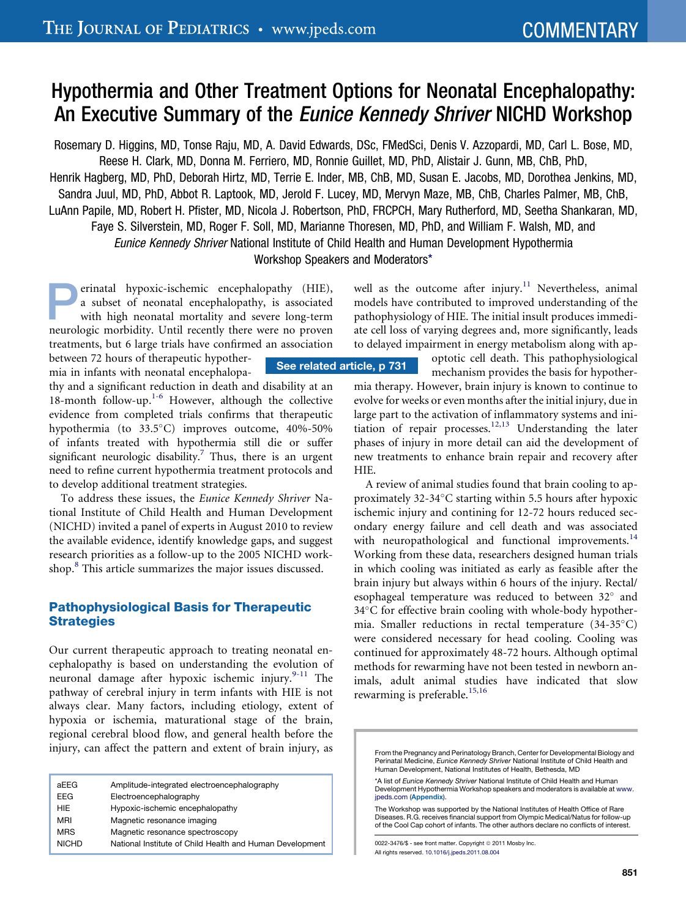# Hypothermia and Other Treatment Options for Neonatal Encephalopathy: An Executive Summary of the *Eunice Kennedy Shriver* NICHD Workshop

Rosemary D. Higgins, MD, Tonse Raju, MD, A. David Edwards, DSc, FMedSci, Denis V. Azzopardi, MD, Carl L. Bose, MD, Reese H. Clark, MD, Donna M. Ferriero, MD, Ronnie Guillet, MD, PhD, Alistair J. Gunn, MB, ChB, PhD, Henrik Hagberg, MD, PhD, Deborah Hirtz, MD, Terrie E. Inder, MB, ChB, MD, Susan E. Jacobs, MD, Dorothea Jenkins, MD, Sandra Juul, MD, PhD, Abbot R. Laptook, MD, Jerold F. Lucey, MD, Mervyn Maze, MB, ChB, Charles Palmer, MB, ChB, LuAnn Papile, MD, Robert H. Pfister, MD, Nicola J. Robertson, PhD, FRCPCH, Mary Rutherford, MD, Seetha Shankaran, MD, Faye S. Silverstein, MD, Roger F. Soll, MD, Marianne Thoresen, MD, PhD, and William F. Walsh, MD, and *Eunice Kennedy Shriver* National Institute of Child Health and Human Development Hypothermia Workshop Speakers and Moderators*

See related article, p 731

Perinatal hypoxic-ischemic encephalopathy (HIE), a subset of neonatal encephalopathy, is associated with high neonatal mortality and severe long-term neurologic morbidity. Until recently there were no proven treatments, but 6 large trials have confirmed an association between 72 hours of therapeutic hypothermia in infants with neonatal encephalopathy and a significant reduction in death and disability at an 18-month follow-up.[1-6] However, although the collective evidence from completed trials confirms that therapeutic hypothermia (to 33.5°C) improves outcome, 40%-50% of infants treated with hypothermia still die or suffer significant neurologic disability.[7] Thus, there is an urgent need to refine current hypothermia treatment protocols and to develop additional treatment strategies.

To address these issues, the *Eunice Kennedy Shriver* National Institute of Child Health and Human Development (NICHD) invited a panel of experts in August 2010 to review the available evidence, identify knowledge gaps, and suggest research priorities as a follow-up to the 2005 NICHD workshop.[8] This article summarizes the major issues discussed.

## Pathophysiological Basis for Therapeutic Strategies

Our current therapeutic approach to treating neonatal encephalopathy is based on understanding the evolution of neuronal damage after hypoxic ischemic injury.[9-11] The pathway of cerebral injury in term infants with HIE is not always clear. Many factors, including etiology, extent of hypoxia or ischemia, maturational stage of the brain, regional cerebral blood flow, and general health before the injury, can affect the pattern and extent of brain injury, as well as the outcome after injury.[11] Nevertheless, animal models have contributed to improved understanding of the pathophysiology of HIE. The initial insult produces immediate cell loss of varying degrees and, more significantly, leads to delayed impairment in energy metabolism along with apoptotic cell death. This pathophysiological mechanism provides the basis for hypothermia therapy. However, brain injury is known to continue to evolve for weeks or even months after the initial injury, due in large part to the activation of inflammatory systems and initiation of repair processes.[12,13] Understanding the later phases of injury in more detail can aid the development of new treatments to enhance brain repair and recovery after HIE.

A review of animal studies found that brain cooling to approximately 32-34°C starting within 5.5 hours after hypoxic ischemic injury and contining for 12-72 hours reduced secondary energy failure and cell death and was associated with neuropathological and functional improvements.[14] Working from these data, researchers designed human trials in which cooling was initiated as early as feasible after the brain injury but always within 6 hours of the injury. Rectal/esophageal temperature was reduced to between 32° and 34°C for effective brain cooling with whole-body hypothermia. Smaller reductions in rectal temperature (34-35°C) were considered necessary for head cooling. Cooling was continued for approximately 48-72 hours. Although optimal methods for rewarming have not been tested in newborn animals, adult animal studies have indicated that slow rewarming is preferable.[15,16]

| | |
|---|---|
| aEEG | Amplitude-integrated electroencephalography |
| EEG | Electroencephalography |
| HIE | Hypoxic-ischemic encephalopathy |
| MRI | Magnetic resonance imaging |
| MRS | Magnetic resonance spectroscopy |
| NICHD | National Institute of Child Health and Human Development |

From the Pregnancy and Perinatology Branch, Center for Developmental Biology and Perinatal Medicine, *Eunice Kennedy Shriver* National Institute of Child Health and Human Development, National Institutes of Health, Bethesda, MD

*A list of *Eunice Kennedy Shriver* National Institute of Child Health and Human Development Hypothermia Workshop speakers and moderators is available at www.jpeds.com (Appendix).

The Workshop was supported by the National Institutes of Health Office of Rare Diseases. R.G. receives financial support from Olympic Medical/Natus for follow-up of the Cool Cap cohort of infants. The other authors declare no conflicts of interest.

0022-3476/$ - see front matter. Copyright © 2011 Mosby Inc. All rights reserved. 10.1016/j.jpeds.2011.08.004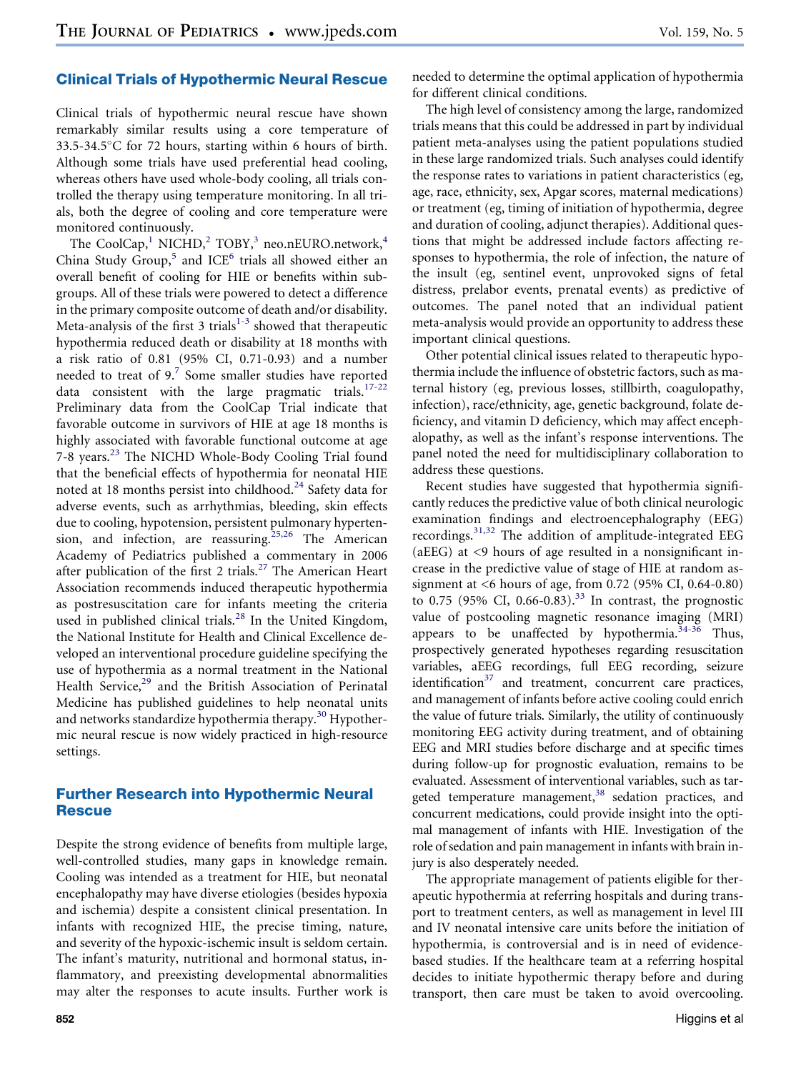## Clinical Trials of Hypothermic Neural Rescue

Clinical trials of hypothermic neural rescue have shown remarkably similar results using a core temperature of 33.5-34.5°C for 72 hours, starting within 6 hours of birth. Although some trials have used preferential head cooling, whereas others have used whole-body cooling, all trials controlled the therapy using temperature monitoring. In all trials, both the degree of cooling and core temperature were monitored continuously.

The CoolCap,[1] NICHD,[2] TOBY,[3] neo.nEURO.network,[4] China Study Group,[5] and ICE[6] trials all showed either an overall benefit of cooling for HIE or benefits within subgroups. All of these trials were powered to detect a difference in the primary composite outcome of death and/or disability. Meta-analysis of the first 3 trials[1-3] showed that therapeutic hypothermia reduced death or disability at 18 months with a risk ratio of 0.81 (95% CI, 0.71-0.93) and a number needed to treat of 9.[7] Some smaller studies have reported data consistent with the large pragmatic trials.[17-22] Preliminary data from the CoolCap Trial indicate that favorable outcome in survivors of HIE at age 18 months is highly associated with favorable functional outcome at age 7-8 years.[23] The NICHD Whole-Body Cooling Trial found that the beneficial effects of hypothermia for neonatal HIE noted at 18 months persist into childhood.[24] Safety data for adverse events, such as arrhythmias, bleeding, skin effects due to cooling, hypotension, persistent pulmonary hypertension, and infection, are reassuring.[25,26] The American Academy of Pediatrics published a commentary in 2006 after publication of the first 2 trials.[27] The American Heart Association recommends induced therapeutic hypothermia as postresuscitation care for infants meeting the criteria used in published clinical trials.[28] In the United Kingdom, the National Institute for Health and Clinical Excellence developed an interventional procedure guideline specifying the use of hypothermia as a normal treatment in the National Health Service,[29] and the British Association of Perinatal Medicine has published guidelines to help neonatal units and networks standardize hypothermia therapy.[30] Hypothermic neural rescue is now widely practiced in high-resource settings.

## Further Research into Hypothermic Neural Rescue

Despite the strong evidence of benefits from multiple large, well-controlled studies, many gaps in knowledge remain. Cooling was intended as a treatment for HIE, but neonatal encephalopathy may have diverse etiologies (besides hypoxia and ischemia) despite a consistent clinical presentation. In infants with recognized HIE, the precise timing, nature, and severity of the hypoxic-ischemic insult is seldom certain. The infant's maturity, nutritional and hormonal status, inflammatory, and preexisting developmental abnormalities may alter the responses to acute insults. Further work is needed to determine the optimal application of hypothermia for different clinical conditions.

The high level of consistency among the large, randomized trials means that this could be addressed in part by individual patient meta-analyses using the patient populations studied in these large randomized trials. Such analyses could identify the response rates to variations in patient characteristics (eg, age, race, ethnicity, sex, Apgar scores, maternal medications) or treatment (eg, timing of initiation of hypothermia, degree and duration of cooling, adjunct therapies). Additional questions that might be addressed include factors affecting responses to hypothermia, the role of infection, the nature of the insult (eg, sentinel event, unprovoked signs of fetal distress, prelabor events, prenatal events) as predictive of outcomes. The panel noted that an individual patient meta-analysis would provide an opportunity to address these important clinical questions.

Other potential clinical issues related to therapeutic hypothermia include the influence of obstetric factors, such as maternal history (eg, previous losses, stillbirth, coagulopathy, infection), race/ethnicity, age, genetic background, folate deficiency, and vitamin D deficiency, which may affect encephalopathy, as well as the infant's response interventions. The panel noted the need for multidisciplinary collaboration to address these questions.

Recent studies have suggested that hypothermia significantly reduces the predictive value of both clinical neurologic examination findings and electroencephalography (EEG) recordings.[31,32] The addition of amplitude-integrated EEG (aEEG) at <9 hours of age resulted in a nonsignificant increase in the predictive value of stage of HIE at random assignment at <6 hours of age, from 0.72 (95% CI, 0.64-0.80) to 0.75 (95% CI, 0.66-0.83).[33] In contrast, the prognostic value of postcooling magnetic resonance imaging (MRI) appears to be unaffected by hypothermia.[34-36] Thus, prospectively generated hypotheses regarding resuscitation variables, aEEG recordings, full EEG recording, seizure identification[37] and treatment, concurrent care practices, and management of infants before active cooling could enrich the value of future trials. Similarly, the utility of continuously monitoring EEG activity during treatment, and of obtaining EEG and MRI studies before discharge and at specific times during follow-up for prognostic evaluation, remains to be evaluated. Assessment of interventional variables, such as targeted temperature management,[38] sedation practices, and concurrent medications, could provide insight into the optimal management of infants with HIE. Investigation of the role of sedation and pain management in infants with brain injury is also desperately needed.

The appropriate management of patients eligible for therapeutic hypothermia at referring hospitals and during transport to treatment centers, as well as management in level III and IV neonatal intensive care units before the initiation of hypothermia, is controversial and is in need of evidence-based studies. If the healthcare team at a referring hospital decides to initiate hypothermic therapy before and during transport, then care must be taken to avoid overcooling.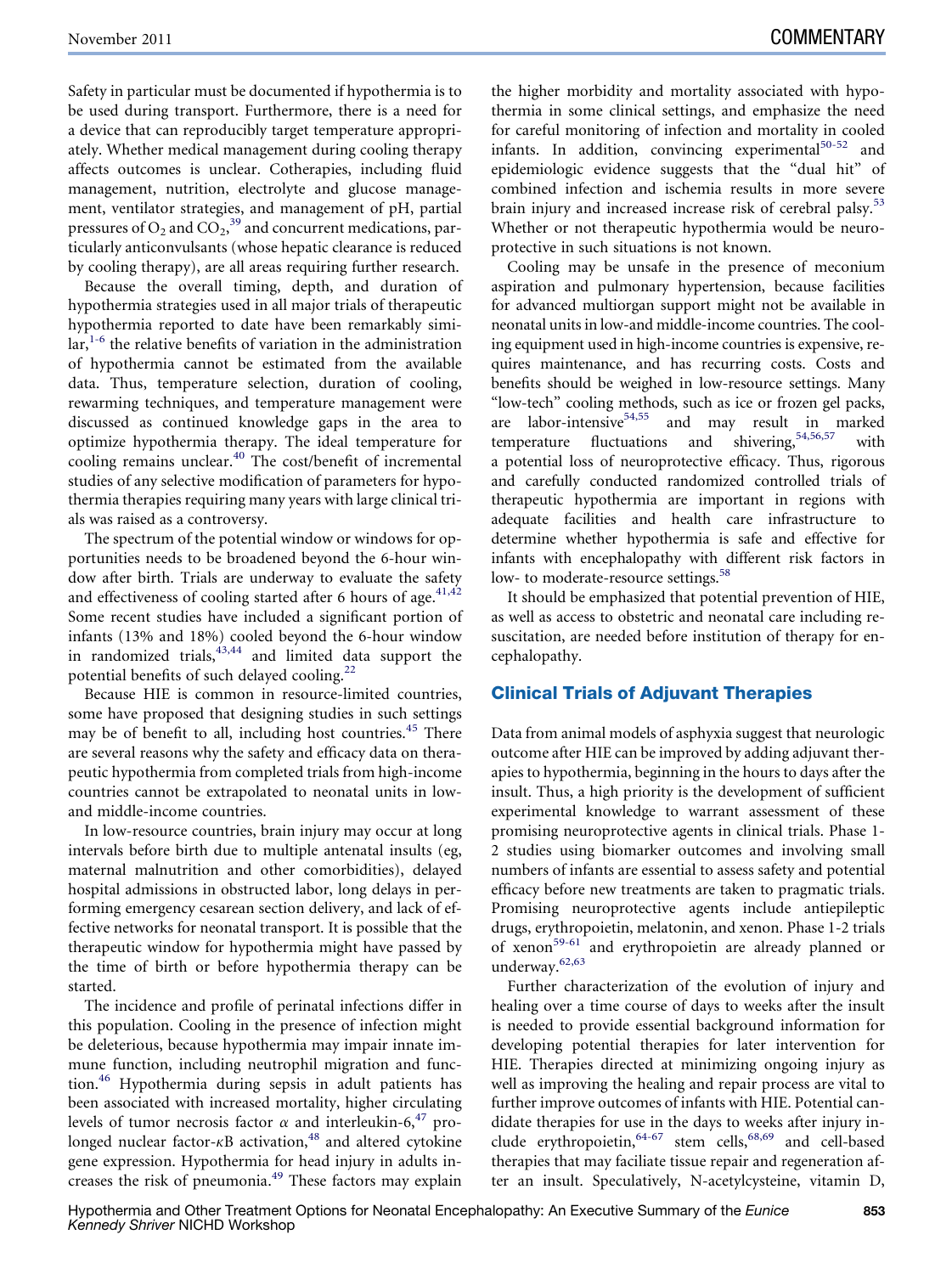Safety in particular must be documented if hypothermia is to be used during transport. Furthermore, there is a need for a device that can reproducibly target temperature appropriately. Whether medical management during cooling therapy affects outcomes is unclear. Cotherapies, including fluid management, nutrition, electrolyte and glucose management, ventilator strategies, and management of pH, partial pressures of $O_2$ and $CO_2$,[39] and concurrent medications, particularly anticonvulsants (whose hepatic clearance is reduced by cooling therapy), are all areas requiring further research.

Because the overall timing, depth, and duration of hypothermia strategies used in all major trials of therapeutic hypothermia reported to date have been remarkably similar,[1-6] the relative benefits of variation in the administration of hypothermia cannot be estimated from the available data. Thus, temperature selection, duration of cooling, rewarming techniques, and temperature management were discussed as continued knowledge gaps in the area to optimize hypothermia therapy. The ideal temperature for cooling remains unclear.[40] The cost/benefit of incremental studies of any selective modification of parameters for hypothermia therapies requiring many years with large clinical trials was raised as a controversy.

The spectrum of the potential window or windows for opportunities needs to be broadened beyond the 6-hour window after birth. Trials are underway to evaluate the safety and effectiveness of cooling started after 6 hours of age.[41,42] Some recent studies have included a significant portion of infants (13% and 18%) cooled beyond the 6-hour window in randomized trials,[43,44] and limited data support the potential benefits of such delayed cooling.[22]

Because HIE is common in resource-limited countries, some have proposed that designing studies in such settings may be of benefit to all, including host countries.[45] There are several reasons why the safety and efficacy data on therapeutic hypothermia from completed trials from high-income countries cannot be extrapolated to neonatal units in low- and middle-income countries.

In low-resource countries, brain injury may occur at long intervals before birth due to multiple antenatal insults (eg, maternal malnutrition and other comorbidities), delayed hospital admissions in obstructed labor, long delays in performing emergency cesarean section delivery, and lack of effective networks for neonatal transport. It is possible that the therapeutic window for hypothermia might have passed by the time of birth or before hypothermia therapy can be started.

The incidence and profile of perinatal infections differ in this population. Cooling in the presence of infection might be deleterious, because hypothermia may impair innate immune function, including neutrophil migration and function.[46] Hypothermia during sepsis in adult patients has been associated with increased mortality, higher circulating levels of tumor necrosis factor $\alpha$ and interleukin-6,[47] prolonged nuclear factor-$\kappa$B activation,[48] and altered cytokine gene expression. Hypothermia for head injury in adults increases the risk of pneumonia.[49] These factors may explain the higher morbidity and mortality associated with hypothermia in some clinical settings, and emphasize the need for careful monitoring of infection and mortality in cooled infants. In addition, convincing experimental[50-52] and epidemiologic evidence suggests that the "dual hit" of combined infection and ischemia results in more severe brain injury and increased increase risk of cerebral palsy.[53] Whether or not therapeutic hypothermia would be neuroprotective in such situations is not known.

Cooling may be unsafe in the presence of meconium aspiration and pulmonary hypertension, because facilities for advanced multiorgan support might not be available in neonatal units in low-and middle-income countries. The cooling equipment used in high-income countries is expensive, requires maintenance, and has recurring costs. Costs and benefits should be weighed in low-resource settings. Many "low-tech" cooling methods, such as ice or frozen gel packs, are labor-intensive[54,55] and may result in marked temperature fluctuations and shivering,[54,56,57] with a potential loss of neuroprotective efficacy. Thus, rigorous and carefully conducted randomized controlled trials of therapeutic hypothermia are important in regions with adequate facilities and health care infrastructure to determine whether hypothermia is safe and effective for infants with encephalopathy with different risk factors in low- to moderate-resource settings.[58]

It should be emphasized that potential prevention of HIE, as well as access to obstetric and neonatal care including resuscitation, are needed before institution of therapy for encephalopathy.

## Clinical Trials of Adjuvant Therapies

Data from animal models of asphyxia suggest that neurologic outcome after HIE can be improved by adding adjuvant therapies to hypothermia, beginning in the hours to days after the insult. Thus, a high priority is the development of sufficient experimental knowledge to warrant assessment of these promising neuroprotective agents in clinical trials. Phase 1-2 studies using biomarker outcomes and involving small numbers of infants are essential to assess safety and potential efficacy before new treatments are taken to pragmatic trials. Promising neuroprotective agents include antiepileptic drugs, erythropoietin, melatonin, and xenon. Phase 1-2 trials of xenon[59-61] and erythropoietin are already planned or underway.[62,63]

Further characterization of the evolution of injury and healing over a time course of days to weeks after the insult is needed to provide essential background information for developing potential therapies for later intervention for HIE. Therapies directed at minimizing ongoing injury as well as improving the healing and repair process are vital to further improve outcomes of infants with HIE. Potential candidate therapies for use in the days to weeks after injury include erythropoietin,[64-67] stem cells,[68,69] and cell-based therapies that may faciliate tissue repair and regeneration after an insult. Speculatively, N-acetylcysteine, vitamin D,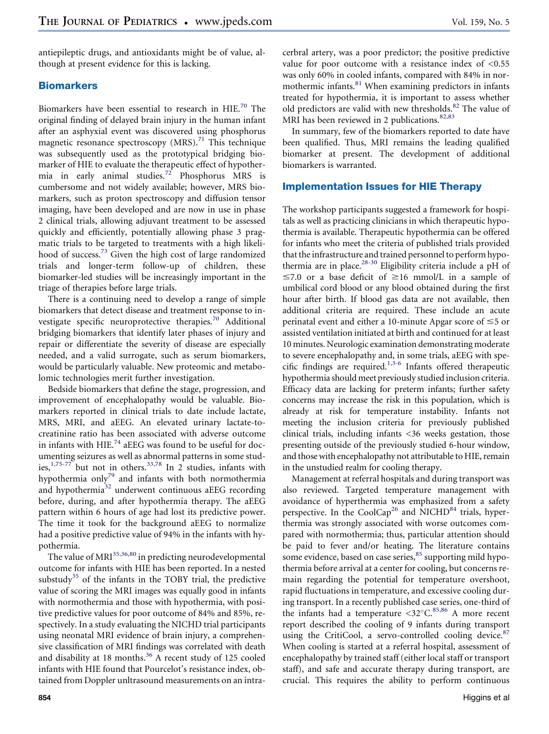antiepileptic drugs, and antioxidants might be of value, although at present evidence for this is lacking.

## Biomarkers

Biomarkers have been essential to research in HIE.[70] The original finding of delayed brain injury in the human infant after an asphyxial event was discovered using phosphorus magnetic resonance spectroscopy (MRS).[71] This technique was subsequently used as the prototypical bridging biomarker of HIE to evaluate the therapeutic effect of hypothermia in early animal studies.[72] Phosphorus MRS is cumbersome and not widely available; however, MRS biomarkers, such as proton spectroscopy and diffusion tensor imaging, have been developed and are now in use in phase 2 clinical trials, allowing adjuvant treatment to be assessed quickly and efficiently, potentially allowing phase 3 pragmatic trials to be targeted to treatments with a high likelihood of success.[73] Given the high cost of large randomized trials and longer-term follow-up of children, these biomarker-led studies will be increasingly important in the triage of therapies before large trials.

There is a continuing need to develop a range of simple biomarkers that detect disease and treatment response to investigate specific neuroprotective therapies.[70] Additional bridging biomarkers that identify later phases of injury and repair or differentiate the severity of disease are especially needed, and a valid surrogate, such as serum biomarkers, would be particularly valuable. New proteomic and metabolomic technologies merit further investigation.

Bedside biomarkers that define the stage, progression, and improvement of encephalopathy would be valuable. Biomarkers reported in clinical trials to date include lactate, MRS, MRI, and aEEG. An elevated urinary lactate-to-creatinine ratio has been associated with adverse outcome in infants with HIE.[74] aEEG was found to be useful for documenting seizures as well as abnormal patterns in some studies,[1,75-77] but not in others.[33,78] In 2 studies, infants with hypothermia only[79] and infants with both normothermia and hypothermia[32] underwent continuous aEEG recording before, during, and after hypothermia therapy. The aEEG pattern within 6 hours of age had lost its predictive power. The time it took for the background aEEG to normalize had a positive predictive value of 94% in the infants with hypothermia.

The value of MRI[35,36,80] in predicting neurodevelopmental outcome for infants with HIE has been reported. In a nested substudy[35] of the infants in the TOBY trial, the predictive value of scoring the MRI images was equally good in infants with normothermia and those with hypothermia, with positive predictive values for poor outcome of 84% and 85%, respectively. In a study evaluating the NICHD trial participants using neonatal MRI evidence of brain injury, a comprehensive classification of MRI findings was correlated with death and disability at 18 months.[36] A recent study of 125 cooled infants with HIE found that Pourcelot's resistance index, obtained from Doppler unltrasound measurements on an intracerebral artery, was a poor predictor; the positive predictive value for poor outcome with a resistance index of <0.55 was only 60% in cooled infants, compared with 84% in normothermic infants.[81] When examining predictors in infants treated for hypothermia, it is important to assess whether old predictors are valid with new thresholds.[82] The value of MRI has been reviewed in 2 publications.[82,83]

In summary, few of the biomarkers reported to date have been qualified. Thus, MRI remains the leading qualified biomarker at present. The development of additional biomarkers is warranted.

## Implementation Issues for HIE Therapy

The workshop participants suggested a framework for hospitals as well as practicing clinicians in which therapeutic hypothermia is available. Therapeutic hypothermia can be offered for infants who meet the criteria of published trials provided that the infrastructure and trained personnel to perform hypothermia are in place.[28-30] Eligibility criteria include a pH of ≤7.0 or a base deficit of ≥16 mmol/L in a sample of umbilical cord blood or any blood obtained during the first hour after birth. If blood gas data are not available, then additional criteria are required. These include an acute perinatal event and either a 10-minute Apgar score of ≤5 or assisted ventilation initiated at birth and continued for at least 10 minutes. Neurologic examination demonstrating moderate to severe encephalopathy and, in some trials, aEEG with specific findings are required.[1,3-6] Infants offered therapeutic hypothermia should meet previously studied inclusion criteria. Efficacy data are lacking for preterm infants; further safety concerns may increase the risk in this population, which is already at risk for temperature instability. Infants not meeting the inclusion criteria for previously published clinical trials, including infants <36 weeks gestation, those presenting outside of the previously studied 6-hour window, and those with encephalopathy not attributable to HIE, remain in the unstudied realm for cooling therapy.

Management at referral hospitals and during transport was also reviewed. Targeted temperature management with avoidance of hyperthermia was emphasized from a safety perspective. In the CoolCap[26] and NICHD[84] trials, hyperthermia was strongly associated with worse outcomes compared with normothermia; thus, particular attention should be paid to fever and/or heating. The literature contains some evidence, based on case series,[85] supporting mild hypothermia before arrival at a center for cooling, but concerns remain regarding the potential for temperature overshoot, rapid fluctuations in temperature, and excessive cooling during transport. In a recently published case series, one-third of the infants had a temperature <32°C.[85,86] A more recent report described the cooling of 9 infants during transport using the CritiCool, a servo-controlled cooling device.[87] When cooling is started at a referral hospital, assessment of encephalopathy by trained staff (either local staff or transport staff), and safe and accurate therapy during transport, are crucial. This requires the ability to perform continuous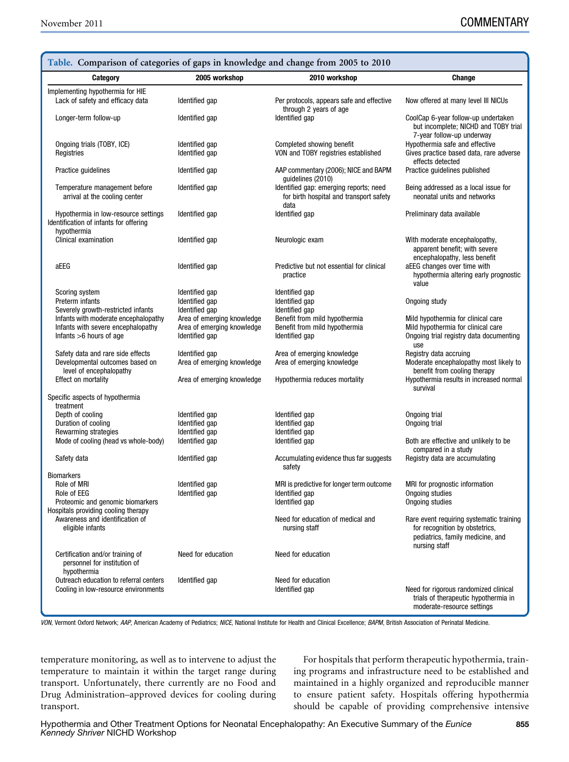**Table. Comparison of categories of gaps in knowledge and change from 2005 to 2010**

| Category | 2005 workshop | 2010 workshop | Change |
|---|---|---|---|
| Implementing hypothermia for HIE | | | |
| Lack of safety and efficacy data | Identified gap | Per protocols, appears safe and effective through 2 years of age | Now offered at many level III NICUs |
| Longer-term follow-up | Identified gap | Identified gap | CoolCap 6-year follow-up undertaken but incomplete; NICHD and TOBY trial 7-year follow-up underway |
| Ongoing trials (TOBY, ICE) | Identified gap | Completed showing benefit | Hypothermia safe and effective |
| Registries | Identified gap | VON and TOBY registries established | Gives practice based data, rare adverse effects detected |
| Practice guidelines | Identified gap | AAP commentary (2006); NICE and BAPM guidelines (2010) | Practice guidelines published |
| Temperature management before arrival at the cooling center | Identified gap | Identified gap: emerging reports; need for birth hospital and transport safety data | Being addressed as a local issue for neonatal units and networks |
| Hypothermia in low-resource settings | Identified gap | Identified gap | Preliminary data available |
| Identification of infants for offering hypothermia | | | |
| Clinical examination | Identified gap | Neurologic exam | With moderate encephalopathy, apparent benefit; with severe encephalopathy, less benefit |
| aEEG | Identified gap | Predictive but not essential for clinical practice | aEEG changes over time with hypothermia altering early prognostic value |
| Scoring system | Identified gap | Identified gap | |
| Preterm infants | Identified gap | Identified gap | Ongoing study |
| Severely growth-restricted infants | Identified gap | Identified gap | |
| Infants with moderate encephalopathy | Area of emerging knowledge | Benefit from mild hypothermia | Mild hypothermia for clinical care |
| Infants with severe encephalopathy | Area of emerging knowledge | Benefit from mild hypothermia | Mild hypothermia for clinical care |
| Infants >6 hours of age | Identified gap | Identified gap | Ongoing trial registry data documenting use |
| Safety data and rare side effects | Identified gap | Area of emerging knowledge | Registry data accruing |
| Developmental outcomes based on level of encephalopathy | Area of emerging knowledge | Area of emerging knowledge | Moderate encephalopathy most likely to benefit from cooling therapy |
| Effect on mortality | Area of emerging knowledge | Hypothermia reduces mortality | Hypothermia results in increased normal survival |
| Specific aspects of hypothermia treatment | | | |
| Depth of cooling | Identified gap | Identified gap | Ongoing trial |
| Duration of cooling | Identified gap | Identified gap | Ongoing trial |
| Rewarming strategies | Identified gap | Identified gap | |
| Mode of cooling (head vs whole-body) | Identified gap | Identified gap | Both are effective and unlikely to be compared in a study |
| Safety data | Identified gap | Accumulating evidence thus far suggests safety | Registry data are accumulating |
| Biomarkers | | | |
| Role of MRI | Identified gap | MRI is predictive for longer term outcome | MRI for prognostic information |
| Role of EEG | Identified gap | Identified gap | Ongoing studies |
| Proteomic and genomic biomarkers | | Identified gap | Ongoing studies |
| Hospitals providing cooling therapy | | | |
| Awareness and identification of eligible infants | | Need for education of medical and nursing staff | Rare event requiring systematic training for recognition by obstetrics, pediatrics, family medicine, and nursing staff |
| Certification and/or training of personnel for institution of hypothermia | Need for education | Need for education | |
| Outreach education to referral centers | Identified gap | Need for education | |
| Cooling in low-resource environments | | Identified gap | Need for rigorous randomized clinical trials of therapeutic hypothermia in moderate-resource settings |

*VON*, Vermont Oxford Network; *AAP*, American Academy of Pediatrics; *NICE*, National Institute for Health and Clinical Excellence; *BAPM*, British Association of Perinatal Medicine.

temperature monitoring, as well as to intervene to adjust the temperature to maintain it within the target range during transport. Unfortunately, there currently are no Food and Drug Administration–approved devices for cooling during transport.

For hospitals that perform therapeutic hypothermia, training programs and infrastructure need to be established and maintained in a highly organized and reproducible manner to ensure patient safety. Hospitals offering hypothermia should be capable of providing comprehensive intensive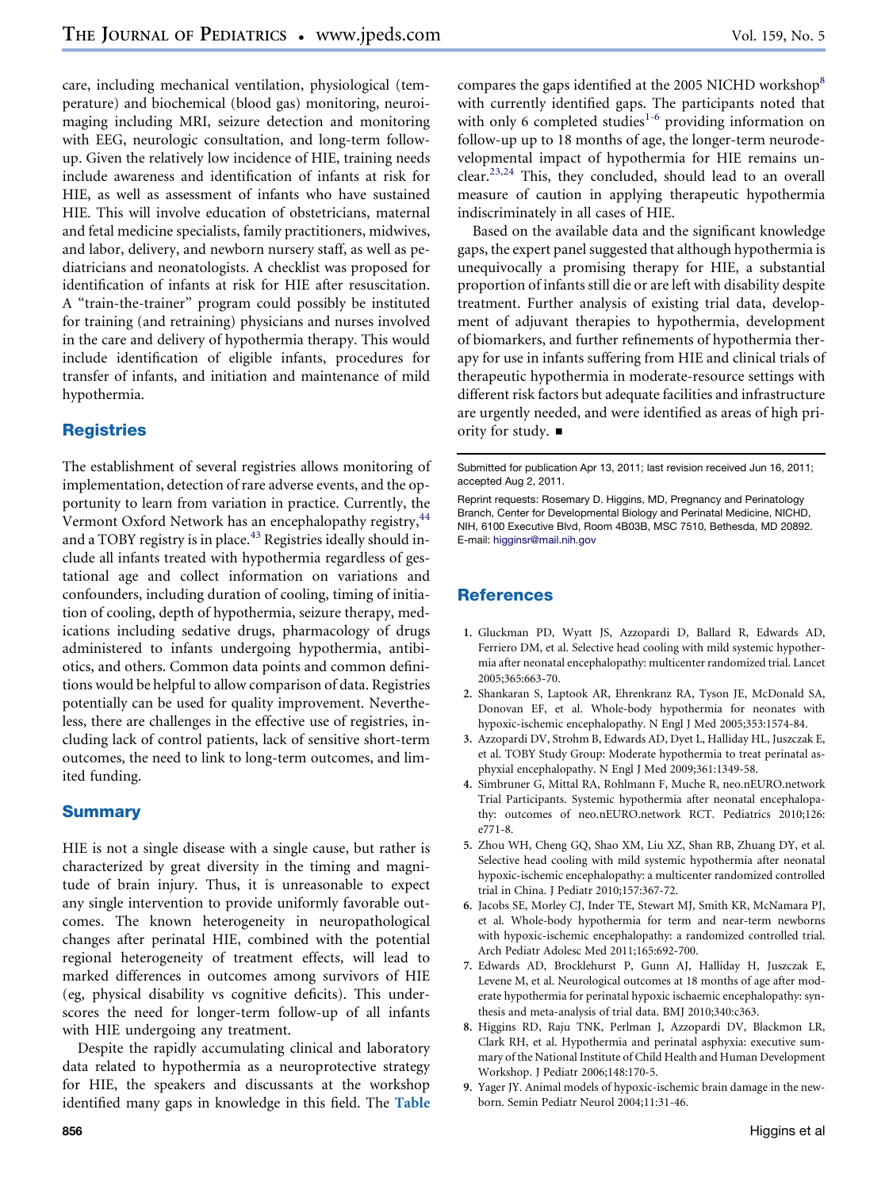care, including mechanical ventilation, physiological (temperature) and biochemical (blood gas) monitoring, neuroimaging including MRI, seizure detection and monitoring with EEG, neurologic consultation, and long-term follow-up. Given the relatively low incidence of HIE, training needs include awareness and identification of infants at risk for HIE, as well as assessment of infants who have sustained HIE. This will involve education of obstetricians, maternal and fetal medicine specialists, family practitioners, midwives, and labor, delivery, and newborn nursery staff, as well as pediatricians and neonatologists. A checklist was proposed for identification of infants at risk for HIE after resuscitation. A "train-the-trainer" program could possibly be instituted for training (and retraining) physicians and nurses involved in the care and delivery of hypothermia therapy. This would include identification of eligible infants, procedures for transfer of infants, and initiation and maintenance of mild hypothermia.

## Registries

The establishment of several registries allows monitoring of implementation, detection of rare adverse events, and the opportunity to learn from variation in practice. Currently, the Vermont Oxford Network has an encephalopathy registry,[44] and a TOBY registry is in place.[43] Registries ideally should include all infants treated with hypothermia regardless of gestational age and collect information on variations and confounders, including duration of cooling, timing of initiation of cooling, depth of hypothermia, seizure therapy, medications including sedative drugs, pharmacology of drugs administered to infants undergoing hypothermia, antibiotics, and others. Common data points and common definitions would be helpful to allow comparison of data. Registries potentially can be used for quality improvement. Nevertheless, there are challenges in the effective use of registries, including lack of control patients, lack of sensitive short-term outcomes, the need to link to long-term outcomes, and limited funding.

## Summary

HIE is not a single disease with a single cause, but rather is characterized by great diversity in the timing and magnitude of brain injury. Thus, it is unreasonable to expect any single intervention to provide uniformly favorable outcomes. The known heterogeneity in neuropathological changes after perinatal HIE, combined with the potential regional heterogeneity of treatment effects, will lead to marked differences in outcomes among survivors of HIE (eg, physical disability vs cognitive deficits). This underscores the need for longer-term follow-up of all infants with HIE undergoing any treatment.

Despite the rapidly accumulating clinical and laboratory data related to hypothermia as a neuroprotective strategy for HIE, the speakers and discussants at the workshop identified many gaps in knowledge in this field. The Table compares the gaps identified at the 2005 NICHD workshop[8] with currently identified gaps. The participants noted that with only 6 completed studies[1-6] providing information on follow-up up to 18 months of age, the longer-term neurodevelopmental impact of hypothermia for HIE remains unclear.[23,24] This, they concluded, should lead to an overall measure of caution in applying therapeutic hypothermia indiscriminately in all cases of HIE.

Based on the available data and the significant knowledge gaps, the expert panel suggested that although hypothermia is unequivocally a promising therapy for HIE, a substantial proportion of infants still die or are left with disability despite treatment. Further analysis of existing trial data, development of adjuvant therapies to hypothermia, development of biomarkers, and further refinements of hypothermia therapy for use in infants suffering from HIE and clinical trials of therapeutic hypothermia in moderate-resource settings with different risk factors but adequate facilities and infrastructure are urgently needed, and were identified as areas of high priority for study. ■

Submitted for publication Apr 13, 2011; last revision received Jun 16, 2011; accepted Aug 2, 2011.

Reprint requests: Rosemary D. Higgins, MD, Pregnancy and Perinatology Branch, Center for Developmental Biology and Perinatal Medicine, NICHD, NIH, 6100 Executive Blvd, Room 4B03B, MSC 7510, Bethesda, MD 20892. E-mail: higginsr@mail.nih.gov

## References

1. Gluckman PD, Wyatt JS, Azzopardi D, Ballard R, Edwards AD, Ferriero DM, et al. Selective head cooling with mild systemic hypothermia after neonatal encephalopathy: multicenter randomized trial. Lancet 2005;365:663-70.
2. Shankaran S, Laptook AR, Ehrenkranz RA, Tyson JE, McDonald SA, Donovan EF, et al. Whole-body hypothermia for neonates with hypoxic-ischemic encephalopathy. N Engl J Med 2005;353:1574-84.
3. Azzopardi DV, Strohm B, Edwards AD, Dyet L, Halliday HL, Juszczak E, et al. TOBY Study Group: Moderate hypothermia to treat perinatal asphyxial encephalopathy. N Engl J Med 2009;361:1349-58.
4. Simbruner G, Mittal RA, Rohlmann F, Muche R, neo.nEURO.network Trial Participants. Systemic hypothermia after neonatal encephalopathy: outcomes of neo.nEURO.network RCT. Pediatrics 2010;126: e771-8.
5. Zhou WH, Cheng GQ, Shao XM, Liu XZ, Shan RB, Zhuang DY, et al. Selective head cooling with mild systemic hypothermia after neonatal hypoxic-ischemic encephalopathy: a multicenter randomized controlled trial in China. J Pediatr 2010;157:367-72.
6. Jacobs SE, Morley CJ, Inder TE, Stewart MJ, Smith KR, McNamara PJ, et al. Whole-body hypothermia for term and near-term newborns with hypoxic-ischemic encephalopathy: a randomized controlled trial. Arch Pediatr Adolesc Med 2011;165:692-700.
7. Edwards AD, Brocklehurst P, Gunn AJ, Halliday H, Juszczak E, Levene M, et al. Neurological outcomes at 18 months of age after moderate hypothermia for perinatal hypoxic ischaemic encephalopathy: synthesis and meta-analysis of trial data. BMJ 2010;340:c363.
8. Higgins RD, Raju TNK, Perlman J, Azzopardi DV, Blackmon LR, Clark RH, et al. Hypothermia and perinatal asphyxia: executive summary of the National Institute of Child Health and Human Development Workshop. J Pediatr 2006;148:170-5.
9. Yager JY. Animal models of hypoxic-ischemic brain damage in the newborn. Semin Pediatr Neurol 2004;11:31-46.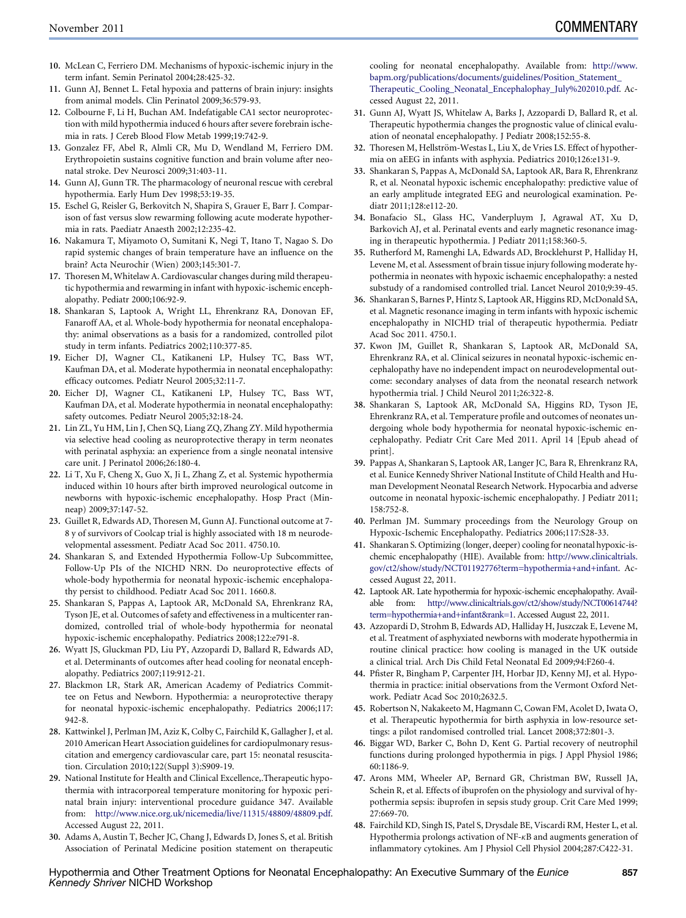10. McLean C, Ferriero DM. Mechanisms of hypoxic-ischemic injury in the term infant. Semin Perinatol 2004;28:425-32.
11. Gunn AJ, Bennet L. Fetal hypoxia and patterns of brain injury: insights from animal models. Clin Perinatol 2009;36:579-93.
12. Colbourne F, Li H, Buchan AM. Indefatigable CA1 sector neuroprotection with mild hypothermia induced 6 hours after severe forebrain ischemia in rats. J Cereb Blood Flow Metab 1999;19:742-9.
13. Gonzalez FF, Abel R, Almli CR, Mu D, Wendland M, Ferriero DM. Erythropoietin sustains cognitive function and brain volume after neonatal stroke. Dev Neurosci 2009;31:403-11.
14. Gunn AJ, Gunn TR. The pharmacology of neuronal rescue with cerebral hypothermia. Early Hum Dev 1998;53:19-35.
15. Eschel G, Reisler G, Berkovitch N, Shapira S, Grauer E, Barr J. Comparison of fast versus slow rewarming following acute moderate hypothermia in rats. Paediatr Anaesth 2002;12:235-42.
16. Nakamura T, Miyamoto O, Sumitani K, Negi T, Itano T, Nagao S. Do rapid systemic changes of brain temperature have an influence on the brain? Acta Neurochir (Wien) 2003;145:301-7.
17. Thoresen M, Whitelaw A. Cardiovascular changes during mild therapeutic hypothermia and rewarming in infant with hypoxic-ischemic encephalopathy. Pediatr 2000;106:92-9.
18. Shankaran S, Laptook A, Wright LL, Ehrenkranz RA, Donovan EF, Fanaroff AA, et al. Whole-body hypothermia for neonatal encephalopathy: animal observations as a basis for a randomized, controlled pilot study in term infants. Pediatrics 2002;110:377-85.
19. Eicher DJ, Wagner CL, Katikaneni LP, Hulsey TC, Bass WT, Kaufman DA, et al. Moderate hypothermia in neonatal encephalopathy: efficacy outcomes. Pediatr Neurol 2005;32:11-7.
20. Eicher DJ, Wagner CL, Katikaneni LP, Hulsey TC, Bass WT, Kaufman DA, et al. Moderate hypothermia in neonatal encephalopathy: safety outcomes. Pediatr Neurol 2005;32:18-24.
21. Lin ZL, Yu HM, Lin J, Chen SQ, Liang ZQ, Zhang ZY. Mild hypothermia via selective head cooling as neuroprotective therapy in term neonates with perinatal asphyxia: an experience from a single neonatal intensive care unit. J Perinatol 2006;26:180-4.
22. Li T, Xu F, Cheng X, Guo X, Ji L, Zhang Z, et al. Systemic hypothermia induced within 10 hours after birth improved neurological outcome in newborns with hypoxic-ischemic encephalopathy. Hosp Pract (Minneap) 2009;37:147-52.
23. Guillet R, Edwards AD, Thoresen M, Gunn AJ. Functional outcome at 7-8 y of survivors of Coolcap trial is highly associated with 18 m neurodevelopmental assessment. Pediatr Acad Soc 2011. 4750.10.
24. Shankaran S, and Extended Hypothermia Follow-Up Subcommittee, Follow-Up PIs of the NICHD NRN. Do neuroprotective effects of whole-body hypothermia for neonatal hypoxic-ischemic encephalopathy persist to childhood. Pediatr Acad Soc 2011. 1660.8.
25. Shankaran S, Pappas A, Laptook AR, McDonald SA, Ehrenkranz RA, Tyson JE, et al. Outcomes of safety and effectiveness in a multicenter randomized, controlled trial of whole-body hypothermia for neonatal hypoxic-ischemic encephalopathy. Pediatrics 2008;122:e791-8.
26. Wyatt JS, Gluckman PD, Liu PY, Azzopardi D, Ballard R, Edwards AD, et al. Determinants of outcomes after head cooling for neonatal encephalopathy. Pediatrics 2007;119:912-21.
27. Blackmon LR, Stark AR, American Academy of Pediatrics Committee on Fetus and Newborn. Hypothermia: a neuroprotective therapy for neonatal hypoxic-ischemic encephalopathy. Pediatrics 2006;117:942-8.
28. Kattwinkel J, Perlman JM, Aziz K, Colby C, Fairchild K, Gallagher J, et al. 2010 American Heart Association guidelines for cardiopulmonary resuscitation and emergency cardiovascular care, part 15: neonatal resuscitation. Circulation 2010;122(Suppl 3):S909-19.
29. National Institute for Health and Clinical Excellence,.Therapeutic hypothermia with intracorporeal temperature monitoring for hypoxic perinatal brain injury: interventional procedure guidance 347. Available from: http://www.nice.org.uk/nicemedia/live/11315/48809/48809.pdf. Accessed August 22, 2011.
30. Adams A, Austin T, Becher JC, Chang J, Edwards D, Jones S, et al. British Association of Perinatal Medicine position statement on therapeutic cooling for neonatal encephalopathy. Available from: http://www.bapm.org/publications/documents/guidelines/Position_Statement_Therapeutic_Cooling_Neonatal_Encephalophay_July%202010.pdf. Accessed August 22, 2011.
31. Gunn AJ, Wyatt JS, Whitelaw A, Barks J, Azzopardi D, Ballard R, et al. Therapeutic hypothermia changes the prognostic value of clinical evaluation of neonatal encephalopathy. J Pediatr 2008;152:55-8.
32. Thoresen M, Hellström-Westas L, Liu X, de Vries LS. Effect of hypothermia on aEEG in infants with asphyxia. Pediatrics 2010;126:e131-9.
33. Shankaran S, Pappas A, McDonald SA, Laptook AR, Bara R, Ehrenkranz R, et al. Neonatal hypoxic ischemic encephalopathy: predictive value of an early amplitude integrated EEG and neurological examination. Pediatr 2011;128:e112-20.
34. Bonafacio SL, Glass HC, Vanderpluym J, Agrawal AT, Xu D, Barkovich AJ, et al. Perinatal events and early magnetic resonance imaging in therapeutic hypothermia. J Pediatr 2011;158:360-5.
35. Rutherford M, Ramenghi LA, Edwards AD, Brocklehurst P, Halliday H, Levene M, et al. Assessment of brain tissue injury following moderate hypothermia in neonates with hypoxic ischaemic encephalopathy: a nested substudy of a randomised controlled trial. Lancet Neurol 2010;9:39-45.
36. Shankaran S, Barnes P, Hintz S, Laptook AR, Higgins RD, McDonald SA, et al. Magnetic resonance imaging in term infants with hypoxic ischemic encephalopathy in NICHD trial of therapeutic hypothermia. Pediatr Acad Soc 2011. 4750.1.
37. Kwon JM, Guillet R, Shankaran S, Laptook AR, McDonald SA, Ehrenkranz RA, et al. Clinical seizures in neonatal hypoxic-ischemic encephalopathy have no independent impact on neurodevelopmental outcome: secondary analyses of data from the neonatal research network hypothermia trial. J Child Neurol 2011;26:322-8.
38. Shankaran S, Laptook AR, McDonald SA, Higgins RD, Tyson JE, Ehrenkranz RA, et al. Temperature profile and outcomes of neonates undergoing whole body hypothermia for neonatal hypoxic-ischemic encephalopathy. Pediatr Crit Care Med 2011. April 14 [Epub ahead of print].
39. Pappas A, Shankaran S, Laptook AR, Langer JC, Bara R, Ehrenkranz RA, et al. Eunice Kennedy Shriver National Institute of Child Health and Human Development Neonatal Research Network. Hypocarbia and adverse outcome in neonatal hypoxic-ischemic encephalopathy. J Pediatr 2011; 158:752-8.
40. Perlman JM. Summary proceedings from the Neurology Group on Hypoxic-Ischemic Encephalopathy. Pediatrics 2006;117:S28-33.
41. Shankaran S. Optimizing (longer, deeper) cooling for neonatal hypoxic-ischemic encephalopathy (HIE). Available from: http://www.clinicaltrials.gov/ct2/show/study/NCT01192776?term=hypothermia+and+infant. Accessed August 22, 2011.
42. Laptook AR. Late hypothermia for hypoxic-ischemic encephalopathy. Available from: http://www.clinicaltrials.gov/ct2/show/study/NCT00614744?term=hypothermia+and+infant&rank=1. Accessed August 22, 2011.
43. Azzopardi D, Strohm B, Edwards AD, Halliday H, Juszczak E, Levene M, et al. Treatment of asphyxiated newborns with moderate hypothermia in routine clinical practice: how cooling is managed in the UK outside a clinical trial. Arch Dis Child Fetal Neonatal Ed 2009;94:F260-4.
44. Pfister R, Bingham P, Carpenter JH, Horbar JD, Kenny MJ, et al. Hypothermia in practice: initial observations from the Vermont Oxford Network. Pediatr Acad Soc 2010;2632.5.
45. Robertson N, Nakakeeto M, Hagmann C, Cowan FM, Acolet D, Iwata O, et al. Therapeutic hypothermia for birth asphyxia in low-resource settings: a pilot randomised controlled trial. Lancet 2008;372:801-3.
46. Biggar WD, Barker C, Bohn D, Kent G. Partial recovery of neutrophil functions during prolonged hypothermia in pigs. J Appl Physiol 1986; 60:1186-9.
47. Arons MM, Wheeler AP, Bernard GR, Christman BW, Russell JA, Schein R, et al. Effects of ibuprofen on the physiology and survival of hypothermia sepsis: ibuprofen in sepsis study group. Crit Care Med 1999; 27:669-70.
48. Fairchild KD, Singh IS, Patel S, Drysdale BE, Viscardi RM, Hester L, et al. Hypothermia prolongs activation of NF-$\kappa$B and augments generation of inflammatory cytokines. Am J Physiol Cell Physiol 2004;287:C422-31.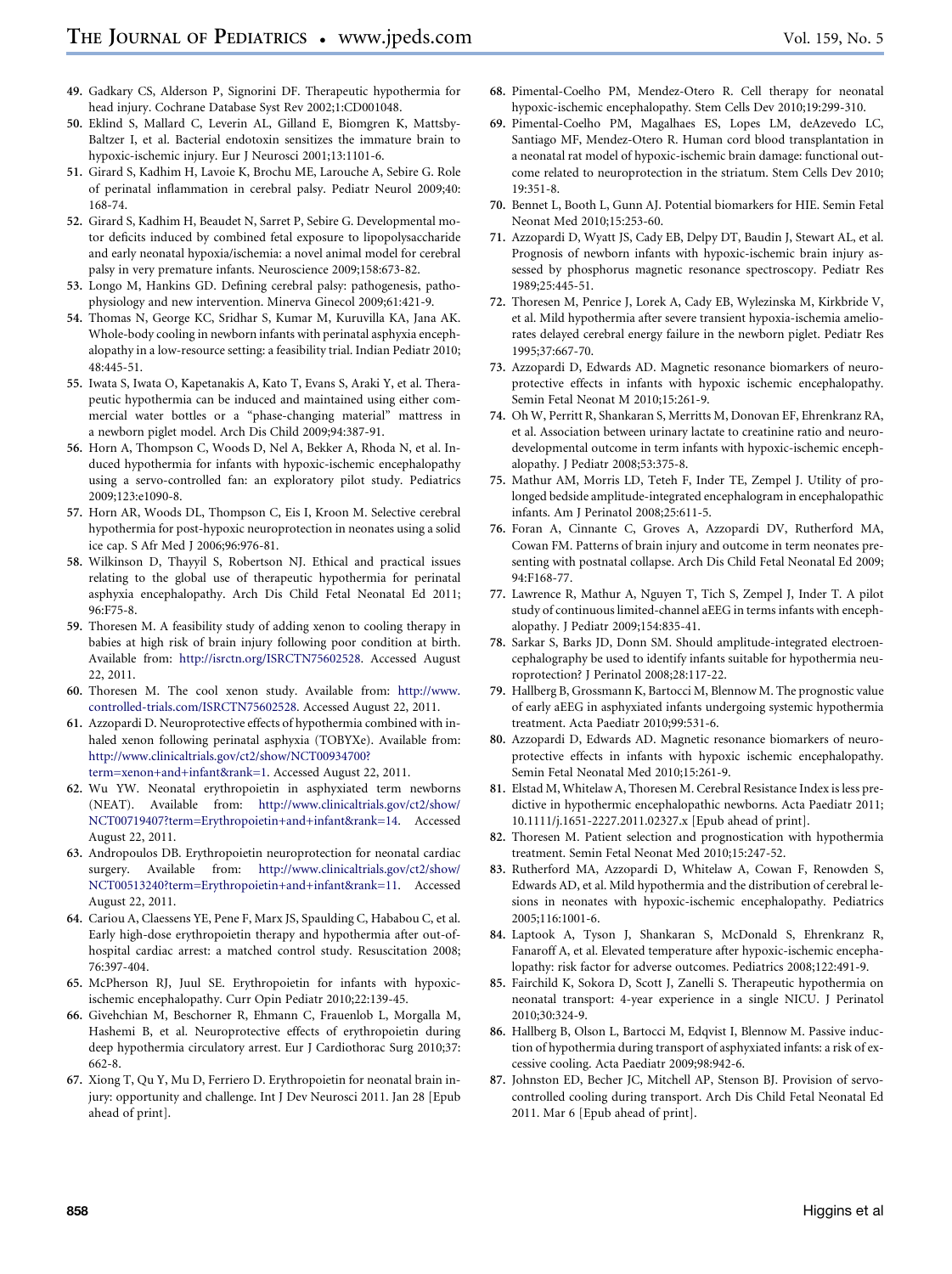49. Gadkary CS, Alderson P, Signorini DF. Therapeutic hypothermia for head injury. Cochrane Database Syst Rev 2002;1:CD001048.
50. Eklind S, Mallard C, Leverin AL, Gilland E, Biomgren K, Mattsby-Baltzer I, et al. Bacterial endotoxin sensitizes the immature brain to hypoxic-ischemic injury. Eur J Neurosci 2001;13:1101-6.
51. Girard S, Kadhim H, Lavoie K, Brochu ME, Larouche A, Sebire G. Role of perinatal inflammation in cerebral palsy. Pediatr Neurol 2009;40: 168-74.
52. Girard S, Kadhim H, Beaudet N, Sarret P, Sebire G. Developmental motor deficits induced by combined fetal exposure to lipopolysaccharide and early neonatal hypoxia/ischemia: a novel animal model for cerebral palsy in very premature infants. Neuroscience 2009;158:673-82.
53. Longo M, Hankins GD. Defining cerebral palsy: pathogenesis, pathophysiology and new intervention. Minerva Ginecol 2009;61:421-9.
54. Thomas N, George KC, Sridhar S, Kumar M, Kuruvilla KA, Jana AK. Whole-body cooling in newborn infants with perinatal asphyxia encephalopathy in a low-resource setting: a feasibility trial. Indian Pediatr 2010; 48:445-51.
55. Iwata S, Iwata O, Kapetanakis A, Kato T, Evans S, Araki Y, et al. Therapeutic hypothermia can be induced and maintained using either commercial water bottles or a "phase-changing material" mattress in a newborn piglet model. Arch Dis Child 2009;94:387-91.
56. Horn A, Thompson C, Woods D, Nel A, Bekker A, Rhoda N, et al. Induced hypothermia for infants with hypoxic-ischemic encephalopathy using a servo-controlled fan: an exploratory pilot study. Pediatrics 2009;123:e1090-8.
57. Horn AR, Woods DL, Thompson C, Eis I, Kroon M. Selective cerebral hypothermia for post-hypoxic neuroprotection in neonates using a solid ice cap. S Afr Med J 2006;96:976-81.
58. Wilkinson D, Thayyil S, Robertson NJ. Ethical and practical issues relating to the global use of therapeutic hypothermia for perinatal asphyxia encephalopathy. Arch Dis Child Fetal Neonatal Ed 2011; 96:F75-8.
59. Thoresen M. A feasibility study of adding xenon to cooling therapy in babies at high risk of brain injury following poor condition at birth. Available from: http://isrctn.org/ISRCTN75602528. Accessed August 22, 2011.
60. Thoresen M. The cool xenon study. Available from: http://www.controlled-trials.com/ISRCTN75602528. Accessed August 22, 2011.
61. Azzopardi D. Neuroprotective effects of hypothermia combined with inhaled xenon following perinatal asphyxia (TOBYXe). Available from: http://www.clinicaltrials.gov/ct2/show/NCT00934700?term=xenon+and+infant&rank=1. Accessed August 22, 2011.
62. Wu YW. Neonatal erythropoietin in asphyxiated term newborns (NEAT). Available from: http://www.clinicaltrials.gov/ct2/show/NCT00719407?term=Erythropoietin+and+infant&rank=14. Accessed August 22, 2011.
63. Andropoulos DB. Erythropoietin neuroprotection for neonatal cardiac surgery. Available from: http://www.clinicaltrials.gov/ct2/show/NCT00513240?term=Erythropoietin+and+infant&rank=11. Accessed August 22, 2011.
64. Cariou A, Claessens YE, Pene F, Marx JS, Spaulding C, Hababou C, et al. Early high-dose erythropoietin therapy and hypothermia after out-of-hospital cardiac arrest: a matched control study. Resuscitation 2008; 76:397-404.
65. McPherson RJ, Juul SE. Erythropoietin for infants with hypoxic-ischemic encephalopathy. Curr Opin Pediatr 2010;22:139-45.
66. Givehchian M, Beschorner R, Ehmann C, Frauenlob L, Morgalla M, Hashemi B, et al. Neuroprotective effects of erythropoietin during deep hypothermia circulatory arrest. Eur J Cardiothorac Surg 2010;37: 662-8.
67. Xiong T, Qu Y, Mu D, Ferriero D. Erythropoietin for neonatal brain injury: opportunity and challenge. Int J Dev Neurosci 2011. Jan 28 [Epub ahead of print].
68. Pimental-Coelho PM, Mendez-Otero R. Cell therapy for neonatal hypoxic-ischemic encephalopathy. Stem Cells Dev 2010;19:299-310.
69. Pimental-Coelho PM, Magalhaes ES, Lopes LM, deAzevedo LC, Santiago MF, Mendez-Otero R. Human cord blood transplantation in a neonatal rat model of hypoxic-ischemic brain damage: functional outcome related to neuroprotection in the striatum. Stem Cells Dev 2010; 19:351-8.
70. Bennet L, Booth L, Gunn AJ. Potential biomarkers for HIE. Semin Fetal Neonat Med 2010;15:253-60.
71. Azzopardi D, Wyatt JS, Cady EB, Delpy DT, Baudin J, Stewart AL, et al. Prognosis of newborn infants with hypoxic-ischemic brain injury assessed by phosphorus magnetic resonance spectroscopy. Pediatr Res 1989;25:445-51.
72. Thoresen M, Penrice J, Lorek A, Cady EB, Wylezinska M, Kirkbride V, et al. Mild hypothermia after severe transient hypoxia-ischemia ameliorates delayed cerebral energy failure in the newborn piglet. Pediatr Res 1995;37:667-70.
73. Azzopardi D, Edwards AD. Magnetic resonance biomarkers of neuroprotective effects in infants with hypoxic ischemic encephalopathy. Semin Fetal Neonat M 2010;15:261-9.
74. Oh W, Perritt R, Shankaran S, Merritts M, Donovan EF, Ehrenkranz RA, et al. Association between urinary lactate to creatinine ratio and neurodevelopmental outcome in term infants with hypoxic-ischemic encephalopathy. J Pediatr 2008;53:375-8.
75. Mathur AM, Morris LD, Teteh F, Inder TE, Zempel J. Utility of prolonged bedside amplitude-integrated encephalogram in encephalopathic infants. Am J Perinatol 2008;25:611-5.
76. Foran A, Cinnante C, Groves A, Azzopardi DV, Rutherford MA, Cowan FM. Patterns of brain injury and outcome in term neonates presenting with postnatal collapse. Arch Dis Child Fetal Neonatal Ed 2009; 94:F168-77.
77. Lawrence R, Mathur A, Nguyen T, Tich S, Zempel J, Inder T. A pilot study of continuous limited-channel aEEG in terms infants with encephalopathy. J Pediatr 2009;154:835-41.
78. Sarkar S, Barks JD, Donn SM. Should amplitude-integrated electroencephalography be used to identify infants suitable for hypothermia neuroprotection? J Perinatol 2008;28:117-22.
79. Hallberg B, Grossmann K, Bartocci M, Blennow M. The prognostic value of early aEEG in asphyxiated infants undergoing systemic hypothermia treatment. Acta Paediatr 2010;99:531-6.
80. Azzopardi D, Edwards AD. Magnetic resonance biomarkers of neuroprotective effects in infants with hypoxic ischemic encephalopathy. Semin Fetal Neonatal Med 2010;15:261-9.
81. Elstad M, Whitelaw A, Thoresen M. Cerebral Resistance Index is less predictive in hypothermic encephalopathic newborns. Acta Paediatr 2011; 10.1111/j.1651-2227.2011.02327.x [Epub ahead of print].
82. Thoresen M. Patient selection and prognostication with hypothermia treatment. Semin Fetal Neonat Med 2010;15:247-52.
83. Rutherford MA, Azzopardi D, Whitelaw A, Cowan F, Renowden S, Edwards AD, et al. Mild hypothermia and the distribution of cerebral lesions in neonates with hypoxic-ischemic encephalopathy. Pediatrics 2005;116:1001-6.
84. Laptook A, Tyson J, Shankaran S, McDonald S, Ehrenkranz R, Fanaroff A, et al. Elevated temperature after hypoxic-ischemic encephalopathy: risk factor for adverse outcomes. Pediatrics 2008;122:491-9.
85. Fairchild K, Sokora D, Scott J, Zanelli S. Therapeutic hypothermia on neonatal transport: 4-year experience in a single NICU. J Perinatol 2010;30:324-9.
86. Hallberg B, Olson L, Bartocci M, Edqvist I, Blennow M. Passive induction of hypothermia during transport of asphyxiated infants: a risk of excessive cooling. Acta Paediatr 2009;98:942-6.
87. Johnston ED, Becher JC, Mitchell AP, Stenson BJ. Provision of servo-controlled cooling during transport. Arch Dis Child Fetal Neonatal Ed 2011. Mar 6 [Epub ahead of print].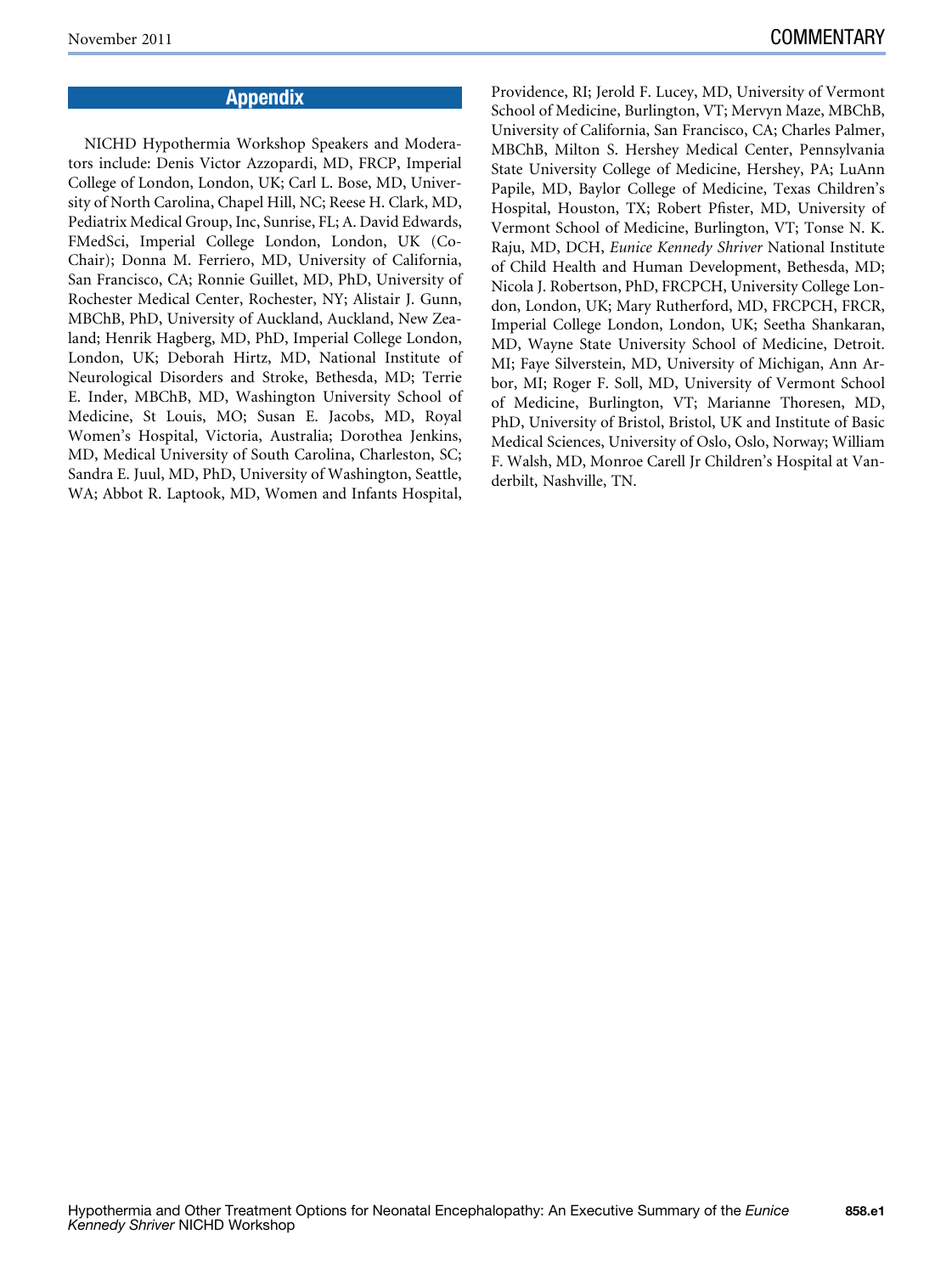## Appendix

NICHD Hypothermia Workshop Speakers and Moderators include: Denis Victor Azzopardi, MD, FRCP, Imperial College of London, London, UK; Carl L. Bose, MD, University of North Carolina, Chapel Hill, NC; Reese H. Clark, MD, Pediatrix Medical Group, Inc, Sunrise, FL; A. David Edwards, FMedSci, Imperial College London, London, UK (Co-Chair); Donna M. Ferriero, MD, University of California, San Francisco, CA; Ronnie Guillet, MD, PhD, University of Rochester Medical Center, Rochester, NY; Alistair J. Gunn, MBChB, PhD, University of Auckland, Auckland, New Zealand; Henrik Hagberg, MD, PhD, Imperial College London, London, UK; Deborah Hirtz, MD, National Institute of Neurological Disorders and Stroke, Bethesda, MD; Terrie E. Inder, MBChB, MD, Washington University School of Medicine, St Louis, MO; Susan E. Jacobs, MD, Royal Women's Hospital, Victoria, Australia; Dorothea Jenkins, MD, Medical University of South Carolina, Charleston, SC; Sandra E. Juul, MD, PhD, University of Washington, Seattle, WA; Abbot R. Laptook, MD, Women and Infants Hospital, Providence, RI; Jerold F. Lucey, MD, University of Vermont School of Medicine, Burlington, VT; Mervyn Maze, MBChB, University of California, San Francisco, CA; Charles Palmer, MBChB, Milton S. Hershey Medical Center, Pennsylvania State University College of Medicine, Hershey, PA; LuAnn Papile, MD, Baylor College of Medicine, Texas Children's Hospital, Houston, TX; Robert Pfister, MD, University of Vermont School of Medicine, Burlington, VT; Tonse N. K. Raju, MD, DCH, *Eunice Kennedy Shriver* National Institute of Child Health and Human Development, Bethesda, MD; Nicola J. Robertson, PhD, FRCPCH, University College London, London, UK; Mary Rutherford, MD, FRCPCH, FRCR, Imperial College London, London, UK; Seetha Shankaran, MD, Wayne State University School of Medicine, Detroit. MI; Faye Silverstein, MD, University of Michigan, Ann Arbor, MI; Roger F. Soll, MD, University of Vermont School of Medicine, Burlington, VT; Marianne Thoresen, MD, PhD, University of Bristol, Bristol, UK and Institute of Basic Medical Sciences, University of Oslo, Oslo, Norway; William F. Walsh, MD, Monroe Carell Jr Children's Hospital at Vanderbilt, Nashville, TN.